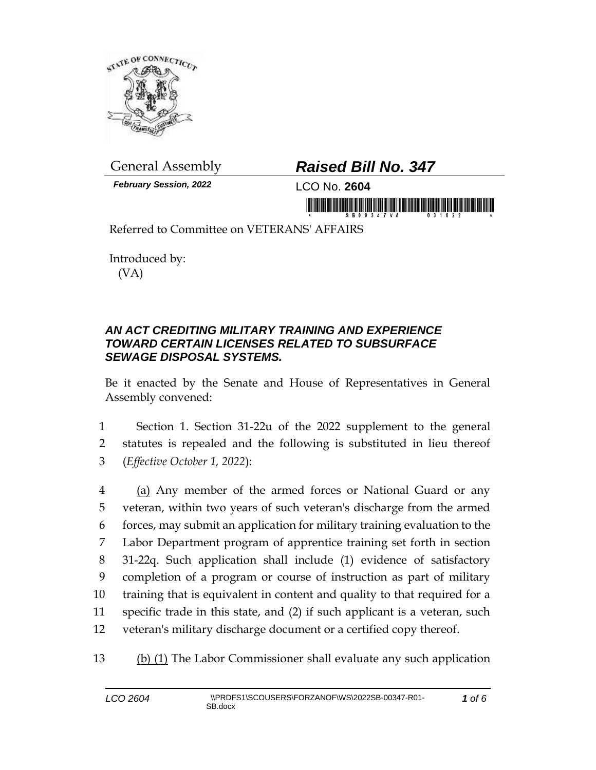General Assembly

***Raised Bill No. 347***

***February Session, 2022***

LCO No. **2604**

Referred to Committee on VETERANS' AFFAIRS

Introduced by:
(VA)

### *AN ACT CREDITING MILITARY TRAINING AND EXPERIENCE TOWARD CERTAIN LICENSES RELATED TO SUBSURFACE SEWAGE DISPOSAL SYSTEMS.*

Be it enacted by the Senate and House of Representatives in General Assembly convened:

1 Section 1. Section 31-22u of the 2022 supplement to the general
2 statutes is repealed and the following is substituted in lieu thereof
3 (*Effective October 1, 2022*):

4 (a) Any member of the armed forces or National Guard or any
5 veteran, within two years of such veteran's discharge from the armed
6 forces, may submit an application for military training evaluation to the
7 Labor Department program of apprentice training set forth in section
8 31-22q. Such application shall include (1) evidence of satisfactory
9 completion of a program or course of instruction as part of military
10 training that is equivalent in content and quality to that required for a
11 specific trade in this state, and (2) if such applicant is a veteran, such
12 veteran's military discharge document or a certified copy thereof.

13 (b) (1) The Labor Commissioner shall evaluate any such application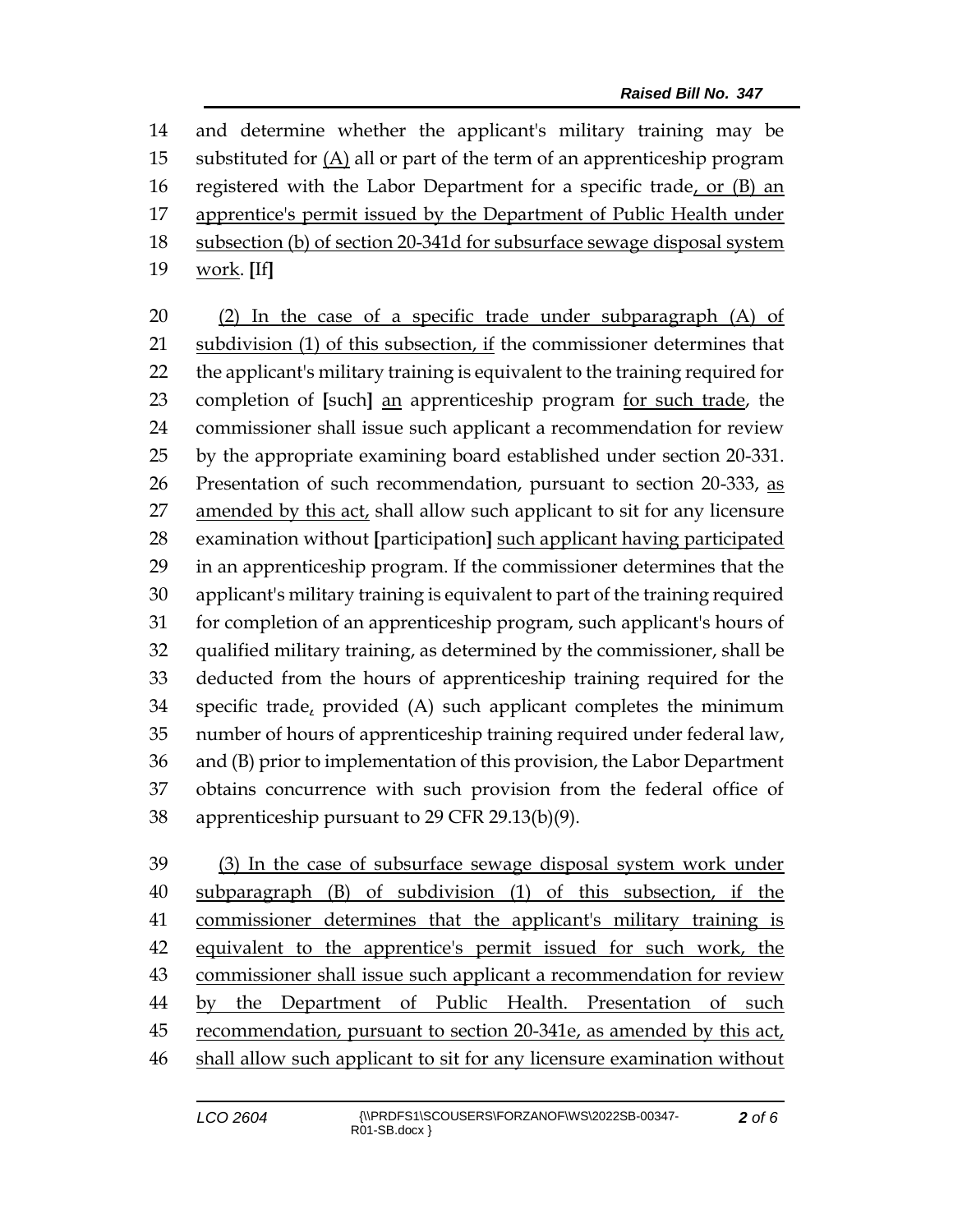and determine whether the applicant's military training may be substituted for <u>(A)</u> all or part of the term of an apprenticeship program registered with the Labor Department for a specific trade<u>, or (B) an apprentice's permit issued by the Department of Public Health under subsection (b) of section 20-341d for subsurface sewage disposal system work</u>. **[**If**]**

<u>(2) In the case of a specific trade under subparagraph (A) of subdivision (1) of this subsection, if</u> the commissioner determines that the applicant's military training is equivalent to the training required for completion of **[**such**]** <u>an</u> apprenticeship program <u>for such trade</u>, the commissioner shall issue such applicant a recommendation for review by the appropriate examining board established under section 20-331. Presentation of such recommendation, pursuant to section 20-333, <u>as amended by this act,</u> shall allow such applicant to sit for any licensure examination without **[**participation**]** <u>such applicant having participated</u> in an apprenticeship program. If the commissioner determines that the applicant's military training is equivalent to part of the training required for completion of an apprenticeship program, such applicant's hours of qualified military training, as determined by the commissioner, shall be deducted from the hours of apprenticeship training required for the specific trade<u>,</u> provided (A) such applicant completes the minimum number of hours of apprenticeship training required under federal law, and (B) prior to implementation of this provision, the Labor Department obtains concurrence with such provision from the federal office of apprenticeship pursuant to 29 CFR 29.13(b)(9).

<u>(3) In the case of subsurface sewage disposal system work under subparagraph (B) of subdivision (1) of this subsection, if the commissioner determines that the applicant's military training is equivalent to the apprentice's permit issued for such work, the commissioner shall issue such applicant a recommendation for review by the Department of Public Health. Presentation of such recommendation, pursuant to section 20-341e, as amended by this act, shall allow such applicant to sit for any licensure examination without</u>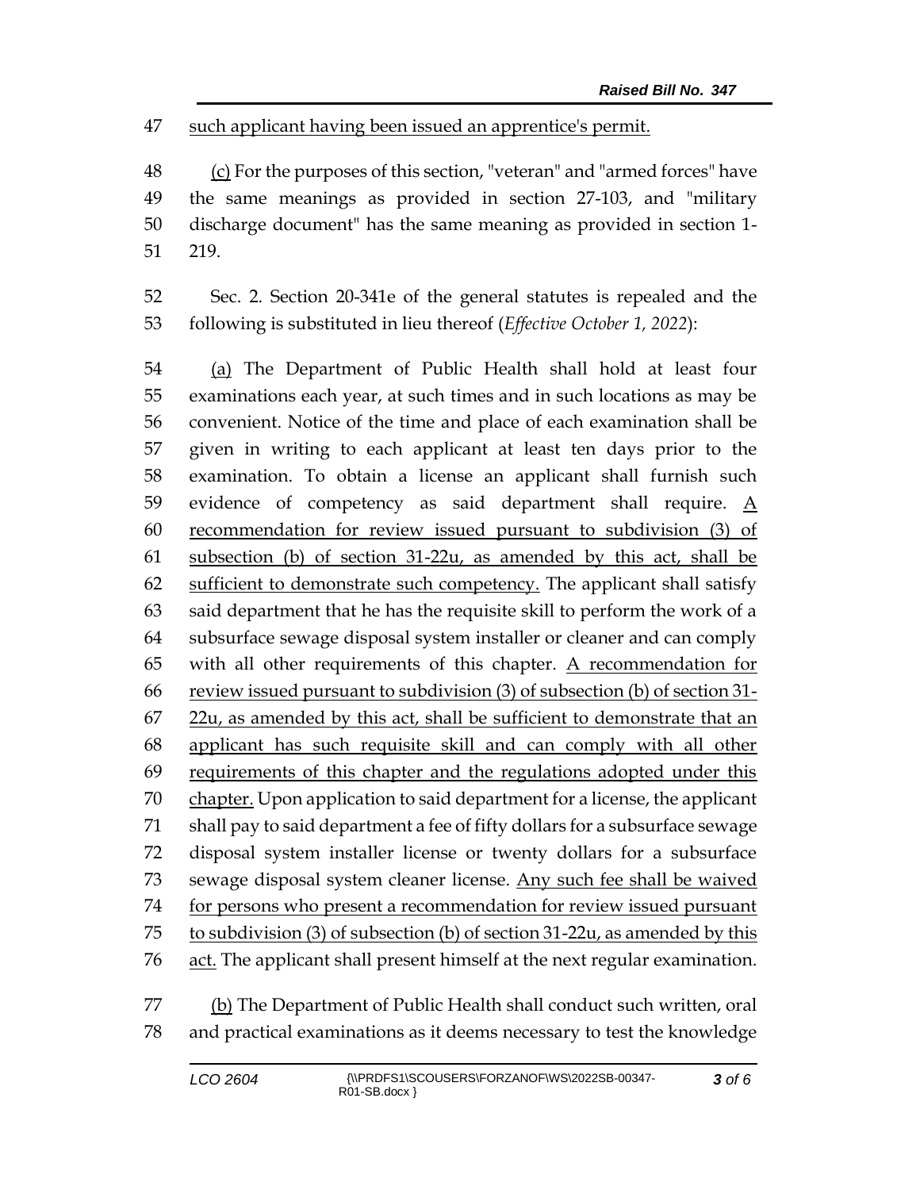such applicant having been issued an apprentice's permit.

(c) For the purposes of this section, "veteran" and "armed forces" have the same meanings as provided in section 27-103, and "military discharge document" has the same meaning as provided in section 1-219.

Sec. 2. Section 20-341e of the general statutes is repealed and the following is substituted in lieu thereof (*Effective October 1, 2022*):

(a) The Department of Public Health shall hold at least four examinations each year, at such times and in such locations as may be convenient. Notice of the time and place of each examination shall be given in writing to each applicant at least ten days prior to the examination. To obtain a license an applicant shall furnish such evidence of competency as said department shall require. A recommendation for review issued pursuant to subdivision (3) of subsection (b) of section 31-22u, as amended by this act, shall be sufficient to demonstrate such competency. The applicant shall satisfy said department that he has the requisite skill to perform the work of a subsurface sewage disposal system installer or cleaner and can comply with all other requirements of this chapter. A recommendation for review issued pursuant to subdivision (3) of subsection (b) of section 31-22u, as amended by this act, shall be sufficient to demonstrate that an applicant has such requisite skill and can comply with all other requirements of this chapter and the regulations adopted under this chapter. Upon application to said department for a license, the applicant shall pay to said department a fee of fifty dollars for a subsurface sewage disposal system installer license or twenty dollars for a subsurface sewage disposal system cleaner license. Any such fee shall be waived for persons who present a recommendation for review issued pursuant to subdivision (3) of subsection (b) of section 31-22u, as amended by this act. The applicant shall present himself at the next regular examination.

(b) The Department of Public Health shall conduct such written, oral and practical examinations as it deems necessary to test the knowledge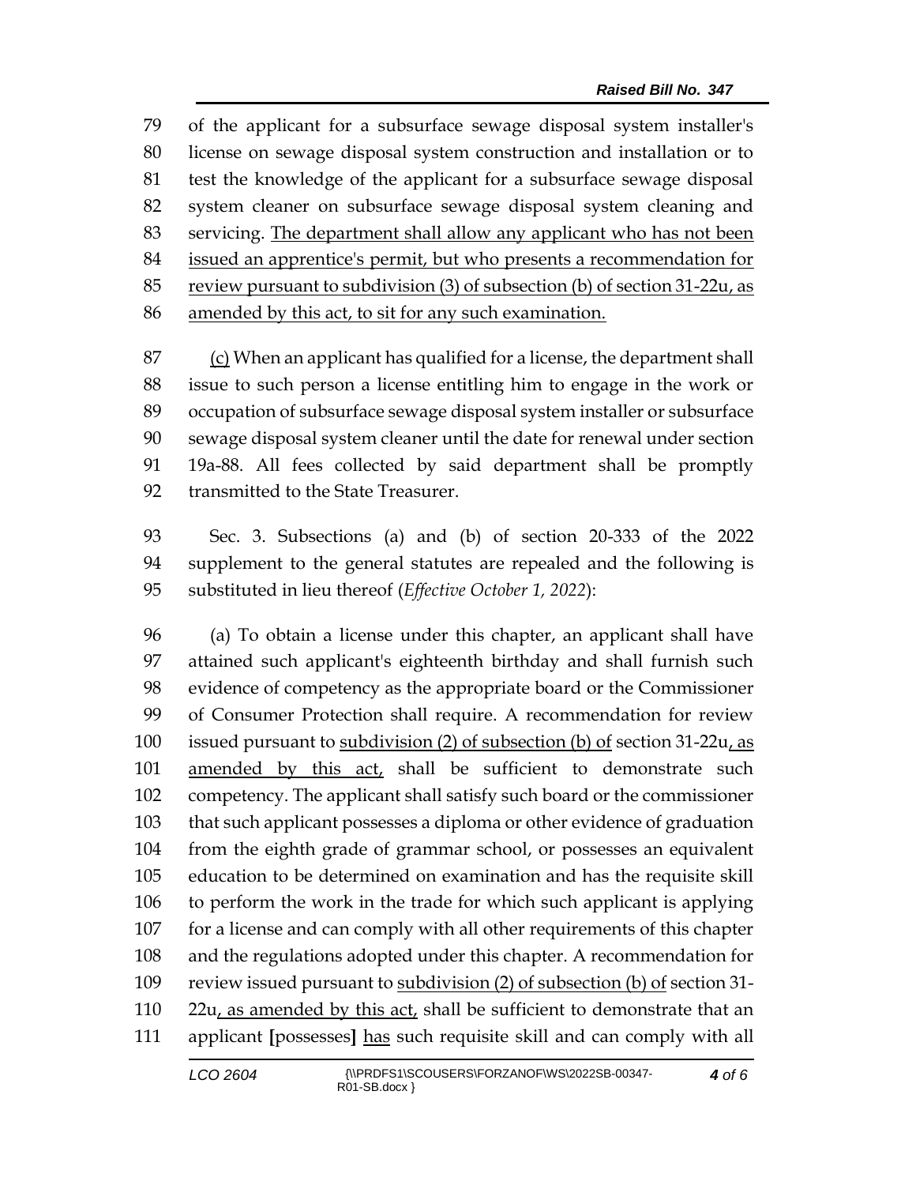of the applicant for a subsurface sewage disposal system installer's license on sewage disposal system construction and installation or to test the knowledge of the applicant for a subsurface sewage disposal system cleaner on subsurface sewage disposal system cleaning and servicing. <u>The department shall allow any applicant who has not been issued an apprentice's permit, but who presents a recommendation for review pursuant to subdivision (3) of subsection (b) of section 31-22u, as amended by this act, to sit for any such examination.</u>

<u>(c)</u> When an applicant has qualified for a license, the department shall issue to such person a license entitling him to engage in the work or occupation of subsurface sewage disposal system installer or subsurface sewage disposal system cleaner until the date for renewal under section 19a-88. All fees collected by said department shall be promptly transmitted to the State Treasurer.

Sec. 3. Subsections (a) and (b) of section 20-333 of the 2022 supplement to the general statutes are repealed and the following is substituted in lieu thereof (*Effective October 1, 2022*):

(a) To obtain a license under this chapter, an applicant shall have attained such applicant's eighteenth birthday and shall furnish such evidence of competency as the appropriate board or the Commissioner of Consumer Protection shall require. A recommendation for review issued pursuant to <u>subdivision (2) of subsection (b) of</u> section 31-22u<u>, as amended by this act,</u> shall be sufficient to demonstrate such competency. The applicant shall satisfy such board or the commissioner that such applicant possesses a diploma or other evidence of graduation from the eighth grade of grammar school, or possesses an equivalent education to be determined on examination and has the requisite skill to perform the work in the trade for which such applicant is applying for a license and can comply with all other requirements of this chapter and the regulations adopted under this chapter. A recommendation for review issued pursuant to <u>subdivision (2) of subsection (b) of</u> section 31-22u<u>, as amended by this act,</u> shall be sufficient to demonstrate that an applicant **[**possesses**]** <u>has</u> such requisite skill and can comply with all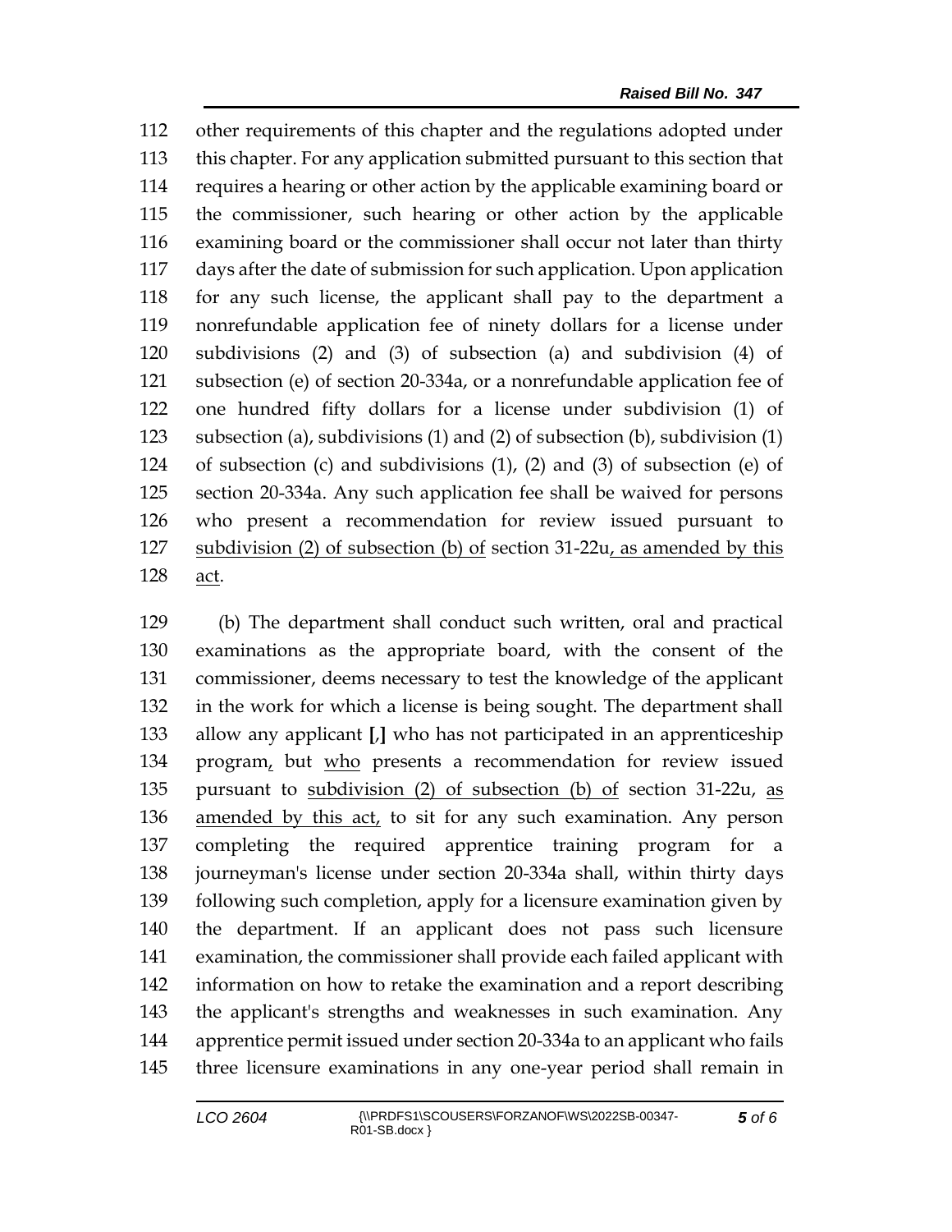other requirements of this chapter and the regulations adopted under this chapter. For any application submitted pursuant to this section that requires a hearing or other action by the applicable examining board or the commissioner, such hearing or other action by the applicable examining board or the commissioner shall occur not later than thirty days after the date of submission for such application. Upon application for any such license, the applicant shall pay to the department a nonrefundable application fee of ninety dollars for a license under subdivisions (2) and (3) of subsection (a) and subdivision (4) of subsection (e) of section 20-334a, or a nonrefundable application fee of one hundred fifty dollars for a license under subdivision (1) of subsection (a), subdivisions (1) and (2) of subsection (b), subdivision (1) of subsection (c) and subdivisions (1), (2) and (3) of subsection (e) of section 20-334a. Any such application fee shall be waived for persons who present a recommendation for review issued pursuant to <u>subdivision (2) of subsection (b) of</u> section 31-22u<u>, as amended by this act</u>.

(b) The department shall conduct such written, oral and practical examinations as the appropriate board, with the consent of the commissioner, deems necessary to test the knowledge of the applicant in the work for which a license is being sought. The department shall allow any applicant **[**,**]** who has not participated in an apprenticeship program<u>,</u> but <u>who</u> presents a recommendation for review issued pursuant to <u>subdivision (2) of subsection (b) of</u> section 31-22u, <u>as amended by this act,</u> to sit for any such examination. Any person completing the required apprentice training program for a journeyman's license under section 20-334a shall, within thirty days following such completion, apply for a licensure examination given by the department. If an applicant does not pass such licensure examination, the commissioner shall provide each failed applicant with information on how to retake the examination and a report describing the applicant's strengths and weaknesses in such examination. Any apprentice permit issued under section 20-334a to an applicant who fails three licensure examinations in any one-year period shall remain in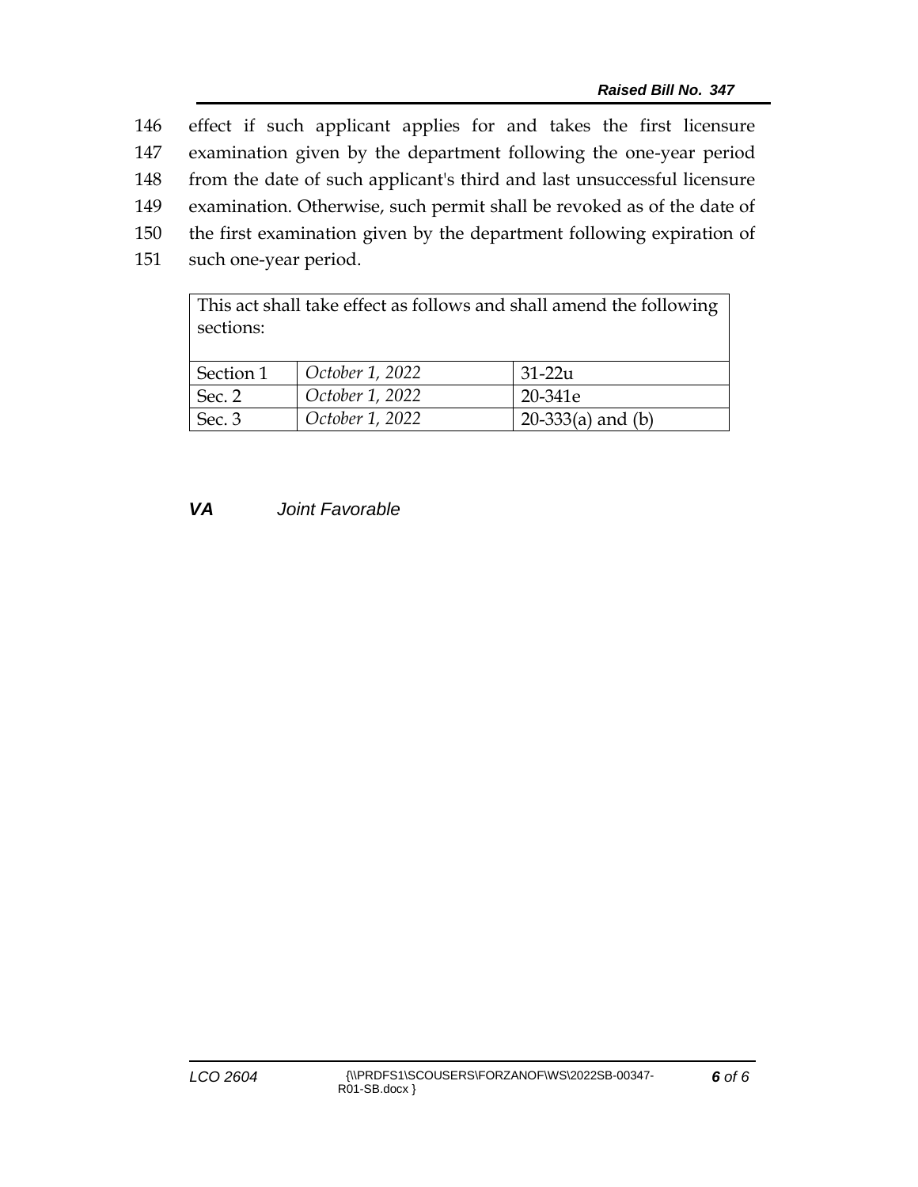146 effect if such applicant applies for and takes the first licensure
147 examination given by the department following the one-year period
148 from the date of such applicant's third and last unsuccessful licensure
149 examination. Otherwise, such permit shall be revoked as of the date of
150 the first examination given by the department following expiration of
151 such one-year period.

| This act shall take effect as follows and shall amend the following sections: | | |
|---|---|---|
| Section 1 | *October 1, 2022* | 31-22u |
| Sec. 2 | *October 1, 2022* | 20-341e |
| Sec. 3 | *October 1, 2022* | 20-333(a) and (b) |

***VA*** *Joint Favorable*